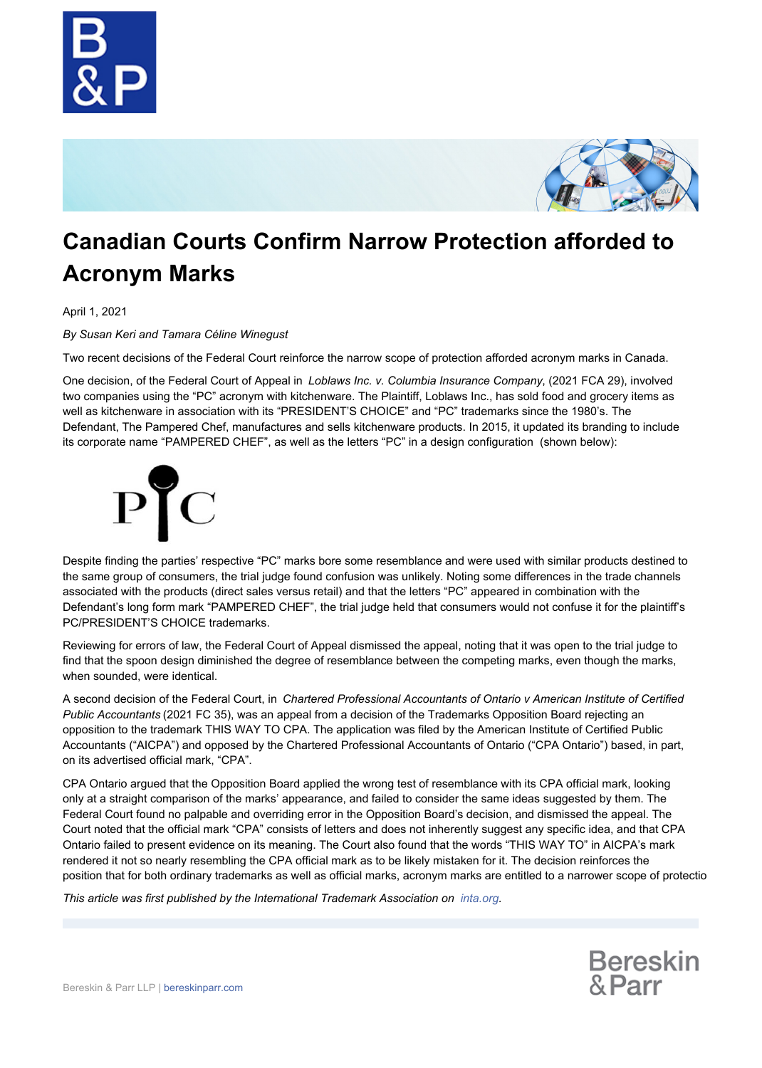# Canadian Courts Confirm Narrow Protection afforded to Acronym Marks

April 1, 2021

*By Susan Keri and Tamara Céline Winegust*

Two recent decisions of the Federal Court reinforce the narrow scope of protection afforded acronym marks in Canada.

One decision, of the Federal Court of Appeal in *Loblaws Inc. v. Columbia Insurance Company*, (2021 FCA 29), involved two companies using the "PC" acronym with kitchenware. The Plaintiff, Loblaws Inc., has sold food and grocery items as well as kitchenware in association with its "PRESIDENT'S CHOICE" and "PC" trademarks since the 1980's. The Defendant, The Pampered Chef, manufactures and sells kitchenware products. In 2015, it updated its branding to include its corporate name "PAMPERED CHEF", as well as the letters "PC" in a design configuration (shown below):

Despite finding the parties' respective "PC" marks bore some resemblance and were used with similar products destined to the same group of consumers, the trial judge found confusion was unlikely. Noting some differences in the trade channels associated with the products (direct sales versus retail) and that the letters "PC" appeared in combination with the Defendant's long form mark "PAMPERED CHEF", the trial judge held that consumers would not confuse it for the plaintiff's PC/PRESIDENT'S CHOICE trademarks.

Reviewing for errors of law, the Federal Court of Appeal dismissed the appeal, noting that it was open to the trial judge to find that the spoon design diminished the degree of resemblance between the competing marks, even though the marks, when sounded, were identical.

A second decision of the Federal Court, in *Chartered Professional Accountants of Ontario v American Institute of Certified Public Accountants* (2021 FC 35), was an appeal from a decision of the Trademarks Opposition Board rejecting an opposition to the trademark THIS WAY TO CPA. The application was filed by the American Institute of Certified Public Accountants ("AICPA") and opposed by the Chartered Professional Accountants of Ontario ("CPA Ontario") based, in part, on its advertised official mark, "CPA".

CPA Ontario argued that the Opposition Board applied the wrong test of resemblance with its CPA official mark, looking only at a straight comparison of the marks' appearance, and failed to consider the same ideas suggested by them. The Federal Court found no palpable and overriding error in the Opposition Board's decision, and dismissed the appeal. The Court noted that the official mark "CPA" consists of letters and does not inherently suggest any specific idea, and that CPA Ontario failed to present evidence on its meaning. The Court also found that the words "THIS WAY TO" in AICPA's mark rendered it not so nearly resembling the CPA official mark as to be likely mistaken for it. The decision reinforces the position that for both ordinary trademarks as well as official marks, acronym marks are entitled to a narrower scope of protectio

*This article was first published by the International Trademark Association on inta.org.*

Bereskin & Parr LLP | bereskinparr.com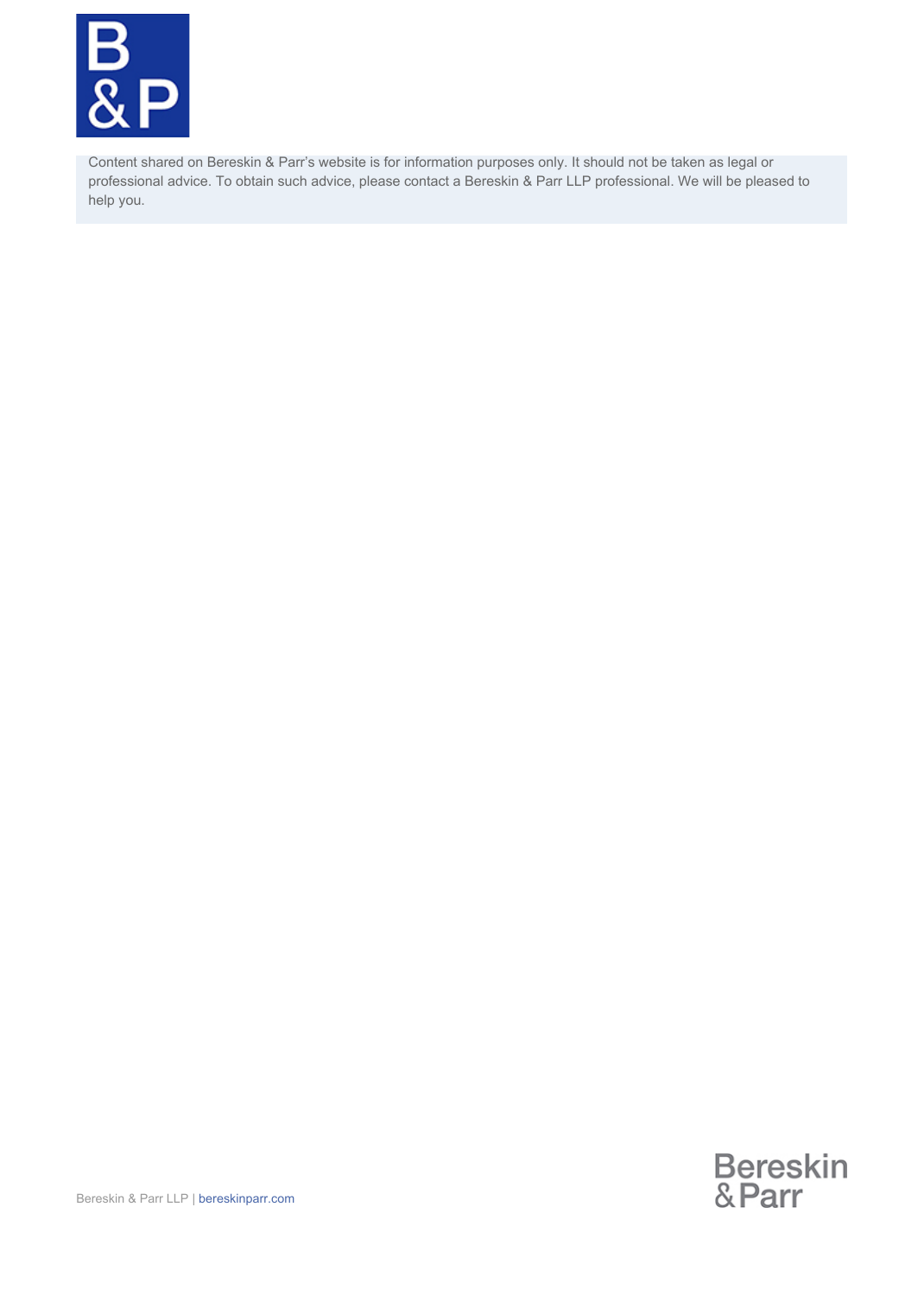Content shared on Bereskin & Parr's website is for information purposes only. It should not be taken as legal or professional advice. To obtain such advice, please contact a Bereskin & Parr LLP professional. We will be pleased to help you.